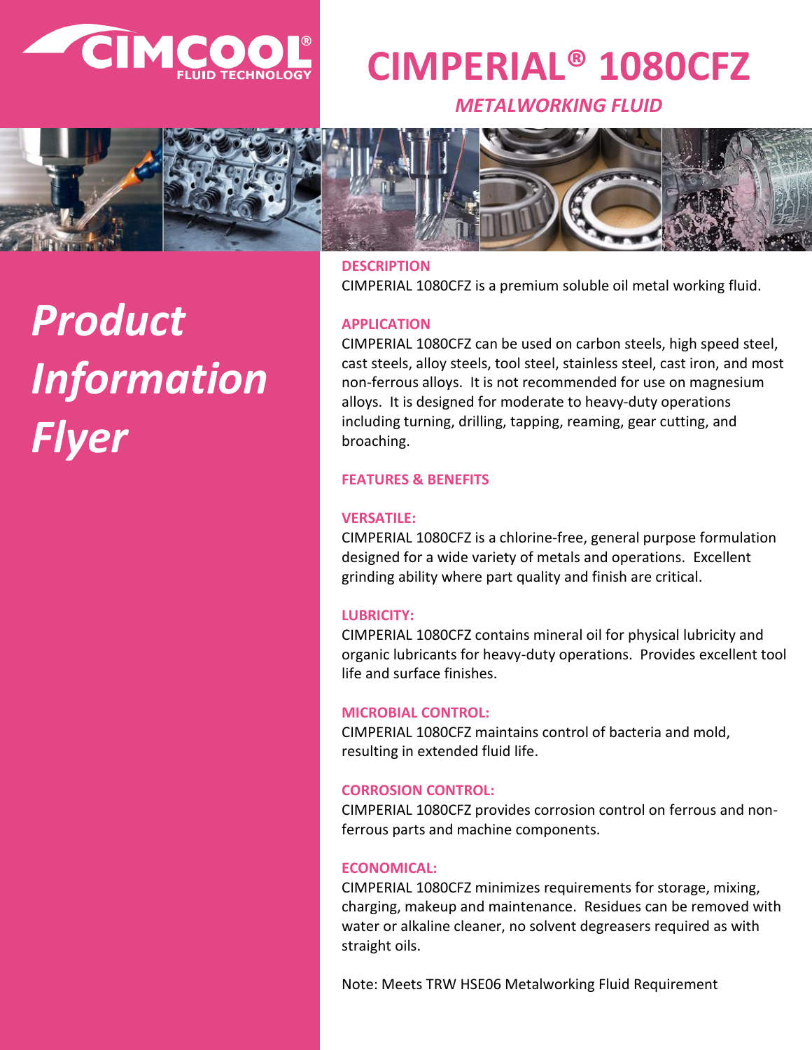CIMCOOL® FLUID TECHNOLOGY

# CIMPERIAL® 1080CFZ

*METALWORKING FLUID*

*Product Information Flyer*

## DESCRIPTION

CIMPERIAL 1080CFZ is a premium soluble oil metal working fluid.

## APPLICATION

CIMPERIAL 1080CFZ can be used on carbon steels, high speed steel, cast steels, alloy steels, tool steel, stainless steel, cast iron, and most non-ferrous alloys. It is not recommended for use on magnesium alloys. It is designed for moderate to heavy-duty operations including turning, drilling, tapping, reaming, gear cutting, and broaching.

## FEATURES & BENEFITS

### VERSATILE:

CIMPERIAL 1080CFZ is a chlorine-free, general purpose formulation designed for a wide variety of metals and operations. Excellent grinding ability where part quality and finish are critical.

### LUBRICITY:

CIMPERIAL 1080CFZ contains mineral oil for physical lubricity and organic lubricants for heavy-duty operations. Provides excellent tool life and surface finishes.

### MICROBIAL CONTROL:

CIMPERIAL 1080CFZ maintains control of bacteria and mold, resulting in extended fluid life.

### CORROSION CONTROL:

CIMPERIAL 1080CFZ provides corrosion control on ferrous and non-ferrous parts and machine components.

### ECONOMICAL:

CIMPERIAL 1080CFZ minimizes requirements for storage, mixing, charging, makeup and maintenance. Residues can be removed with water or alkaline cleaner, no solvent degreasers required as with straight oils.

Note: Meets TRW HSE06 Metalworking Fluid Requirement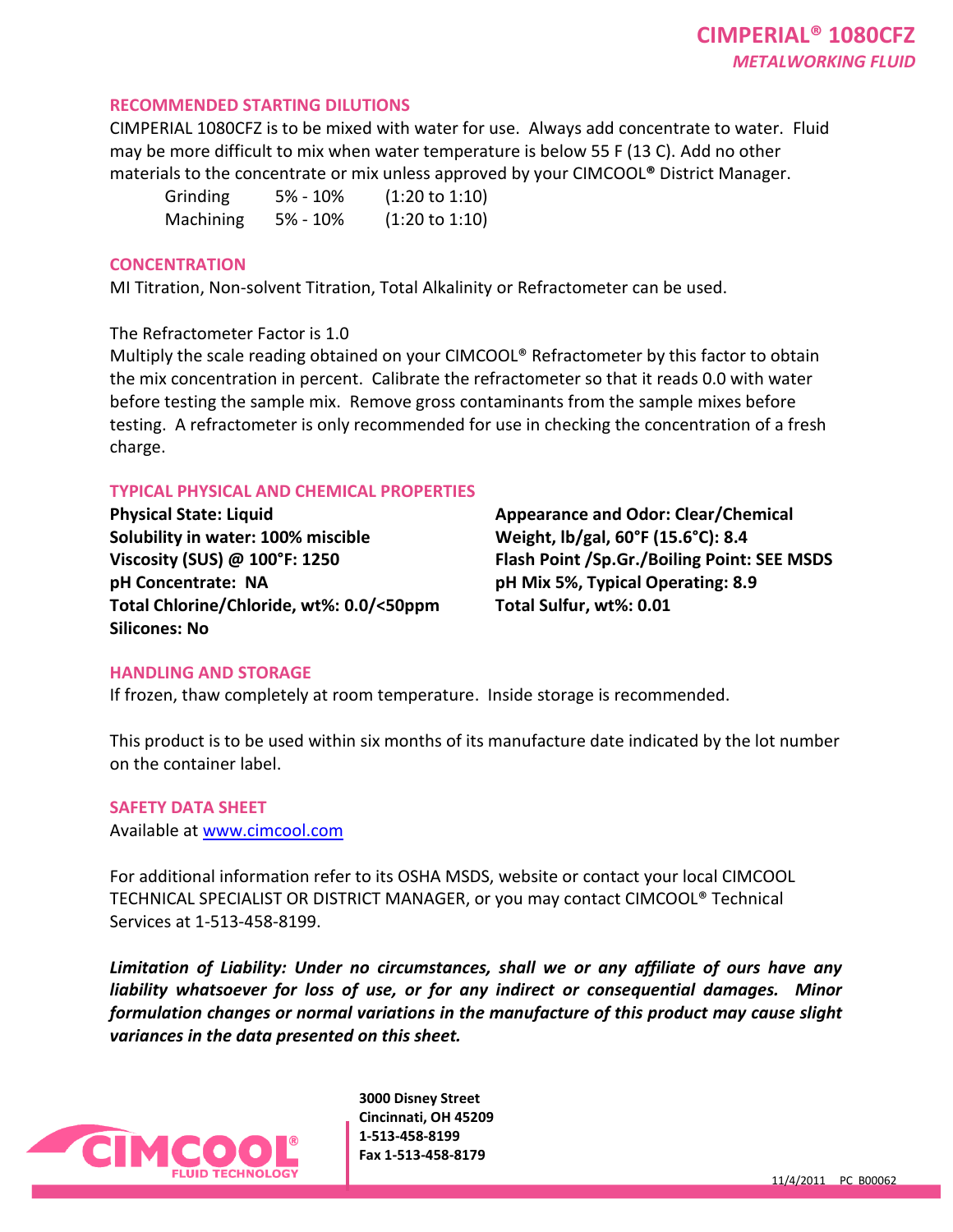## RECOMMENDED STARTING DILUTIONS

CIMPERIAL 1080CFZ is to be mixed with water for use. Always add concentrate to water. Fluid may be more difficult to mix when water temperature is below 55 F (13 C). Add no other materials to the concentrate or mix unless approved by your CIMCOOL® District Manager.

| | | |
|---|---|---|
| Grinding | 5% - 10% | (1:20 to 1:10) |
| Machining | 5% - 10% | (1:20 to 1:10) |

## CONCENTRATION

MI Titration, Non-solvent Titration, Total Alkalinity or Refractometer can be used.

The Refractometer Factor is 1.0

Multiply the scale reading obtained on your CIMCOOL® Refractometer by this factor to obtain the mix concentration in percent. Calibrate the refractometer so that it reads 0.0 with water before testing the sample mix. Remove gross contaminants from the sample mixes before testing. A refractometer is only recommended for use in checking the concentration of a fresh charge.

## TYPICAL PHYSICAL AND CHEMICAL PROPERTIES

**Physical State: Liquid**
**Solubility in water: 100% miscible**
**Viscosity (SUS) @ 100°F: 1250**
**pH Concentrate: NA**
**Total Chlorine/Chloride, wt%: 0.0/<50ppm**
**Silicones: No**

**Appearance and Odor: Clear/Chemical**
**Weight, lb/gal, 60°F (15.6°C): 8.4**
**Flash Point /Sp.Gr./Boiling Point: SEE MSDS**
**pH Mix 5%, Typical Operating: 8.9**
**Total Sulfur, wt%: 0.01**

## HANDLING AND STORAGE

If frozen, thaw completely at room temperature. Inside storage is recommended.

This product is to be used within six months of its manufacture date indicated by the lot number on the container label.

## SAFETY DATA SHEET

Available at www.cimcool.com

For additional information refer to its OSHA MSDS, website or contact your local CIMCOOL TECHNICAL SPECIALIST OR DISTRICT MANAGER, or you may contact CIMCOOL® Technical Services at 1-513-458-8199.

***Limitation of Liability: Under no circumstances, shall we or any affiliate of ours have any liability whatsoever for loss of use, or for any indirect or consequential damages. Minor formulation changes or normal variations in the manufacture of this product may cause slight variances in the data presented on this sheet.***

CIMCOOL® FLUID TECHNOLOGY

**3000 Disney Street**
**Cincinnati, OH 45209**
**1-513-458-8199**
**Fax 1-513-458-8179**

11/4/2011 PC B00062